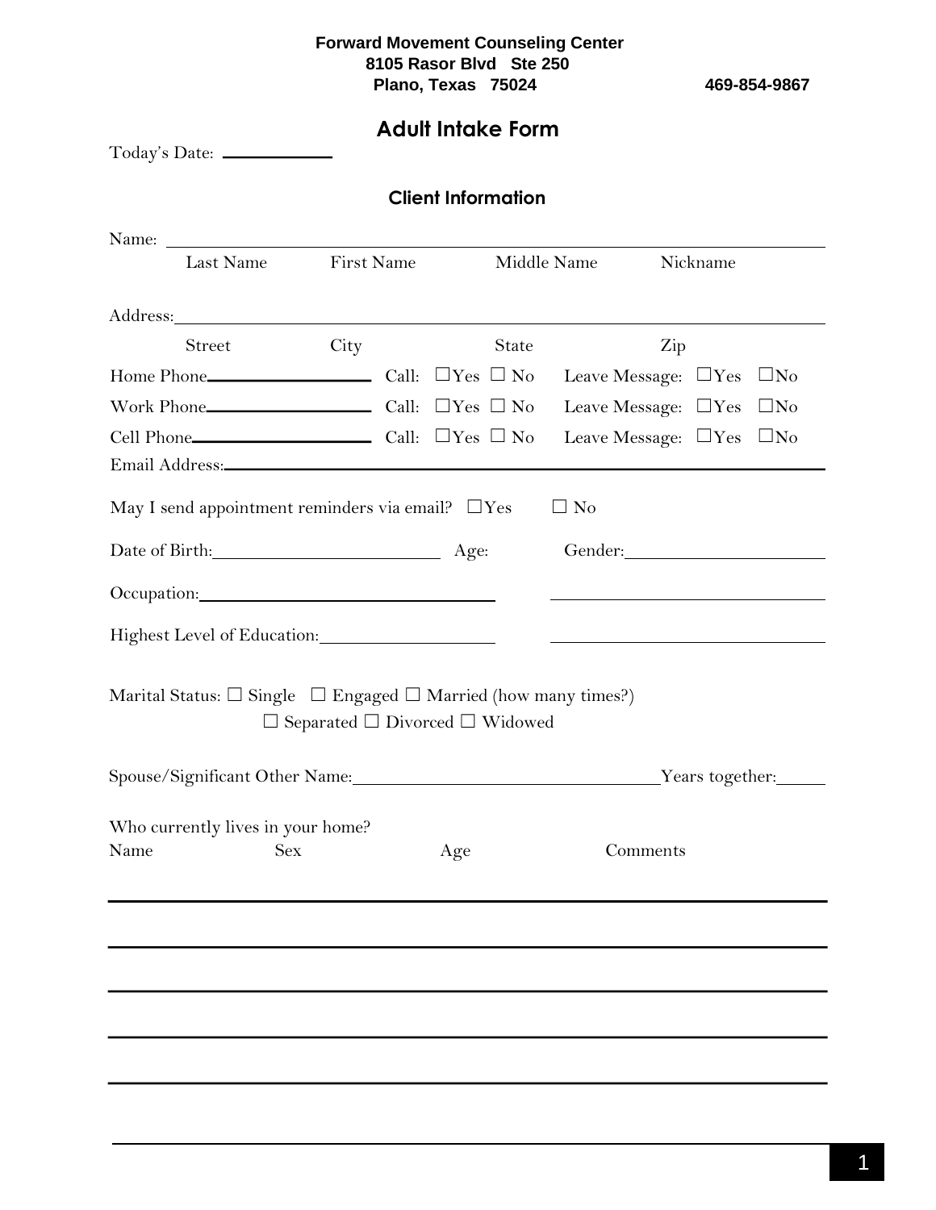**Forward Movement Counseling Center**
**8105 Rasor Blvd Ste 250**
**Plano, Texas 75024** **469-854-9867**

# Adult Intake Form

Today's Date: ___________

## Client Information

Name: ______________________________________________________________
Last Name First Name Middle Name Nickname

Address: ____________________________________________________________
Street City State Zip

Home Phone__________________ Call: ☐Yes ☐ No Leave Message: ☐Yes ☐No

Work Phone__________________ Call: ☐Yes ☐ No Leave Message: ☐Yes ☐No

Cell Phone__________________ Call: ☐Yes ☐ No Leave Message: ☐Yes ☐No

Email Address: ______________________________________________________

May I send appointment reminders via email? ☐Yes ☐ No

Date of Birth: ______________________ Age: Gender: ____________________

Occupation: ____________________________ ____________________________

Highest Level of Education: ________________ ____________________________

Marital Status: ☐ Single ☐ Engaged ☐ Married (how many times?)
☐ Separated ☐ Divorced ☐ Widowed

Spouse/Significant Other Name: ____________________________ Years together: _____

Who currently lives in your home?

| Name | Sex | Age | Comments |
|---|---|---|---|
| | | | |
| | | | |
| | | | |
| | | | |
| | | | |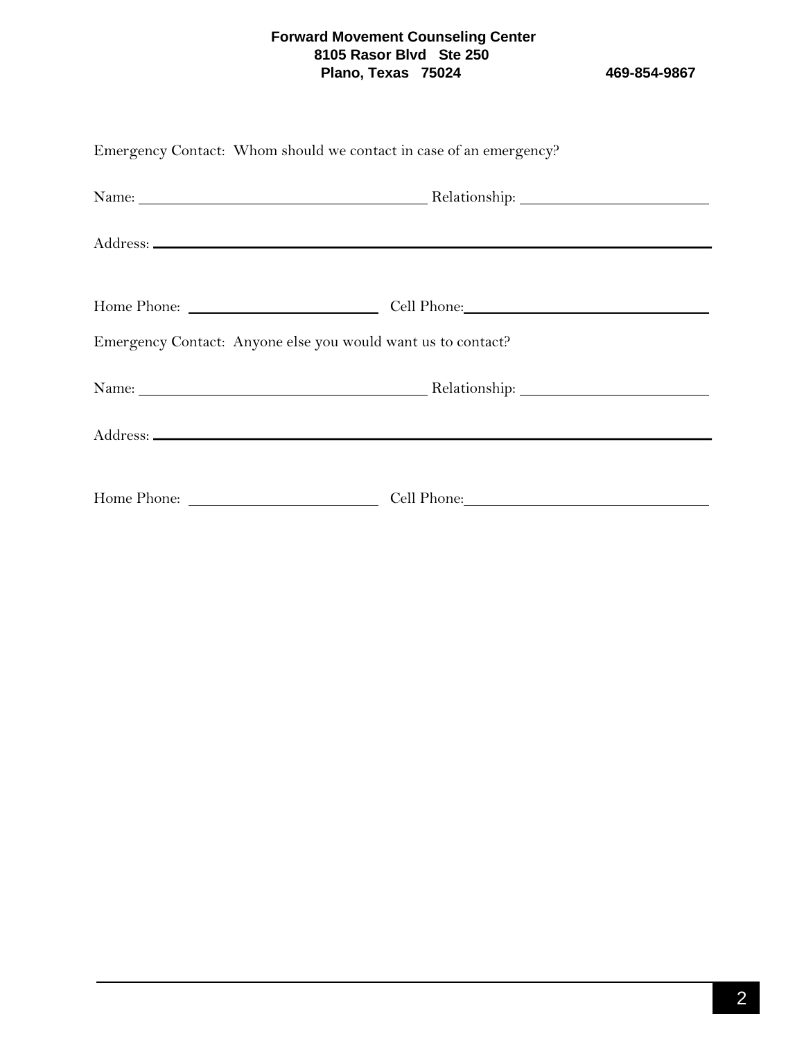**Forward Movement Counseling Center**
**8105 Rasor Blvd Ste 250**
**Plano, Texas 75024** **469-854-9867**

Emergency Contact: Whom should we contact in case of an emergency?

Name: ________________________________ Relationship: ____________________

Address: ____________________________________________________________

Home Phone: ____________________ Cell Phone: ________________________

Emergency Contact: Anyone else you would want us to contact?

Name: ________________________________ Relationship: ____________________

Address: ____________________________________________________________

Home Phone: ____________________ Cell Phone: ________________________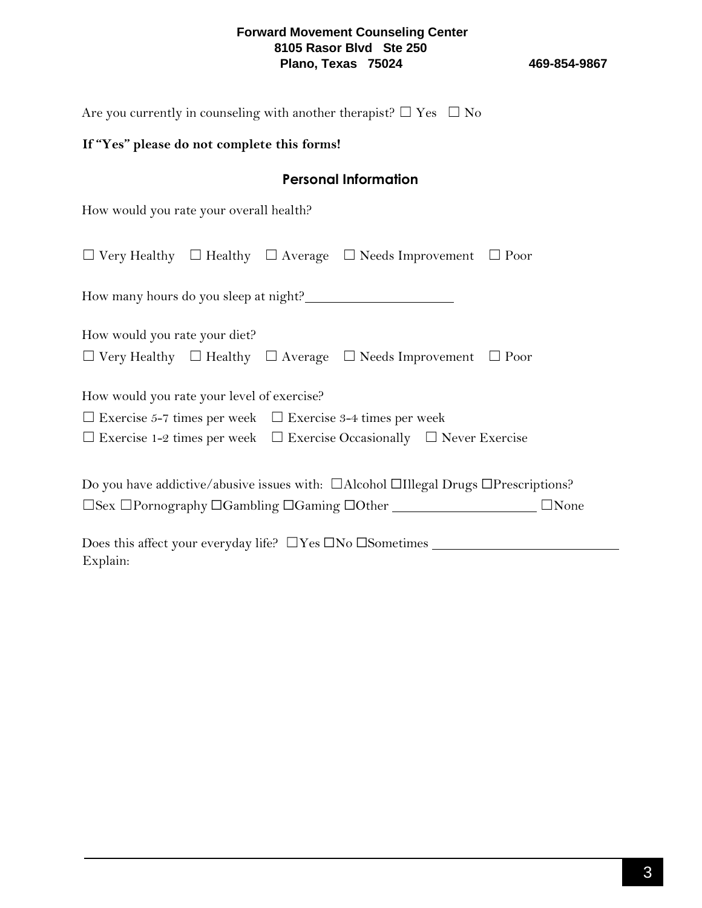Are you currently in counseling with another therapist? ☐ Yes ☐ No

**If "Yes" please do not complete this forms!**

## Personal Information

How would you rate your overall health?

☐ Very Healthy ☐ Healthy ☐ Average ☐ Needs Improvement ☐ Poor

How many hours do you sleep at night?____________________

How would you rate your diet?

☐ Very Healthy ☐ Healthy ☐ Average ☐ Needs Improvement ☐ Poor

How would you rate your level of exercise?

☐ Exercise 5-7 times per week ☐ Exercise 3-4 times per week

☐ Exercise 1-2 times per week ☐ Exercise Occasionally ☐ Never Exercise

Do you have addictive/abusive issues with: ☐Alcohol ☐Illegal Drugs ☐Prescriptions?

☐Sex ☐Pornography ☐Gambling ☐Gaming ☐Other ____________________ ☐None

Does this affect your everyday life? ☐Yes ☐No ☐Sometimes __________________________

Explain: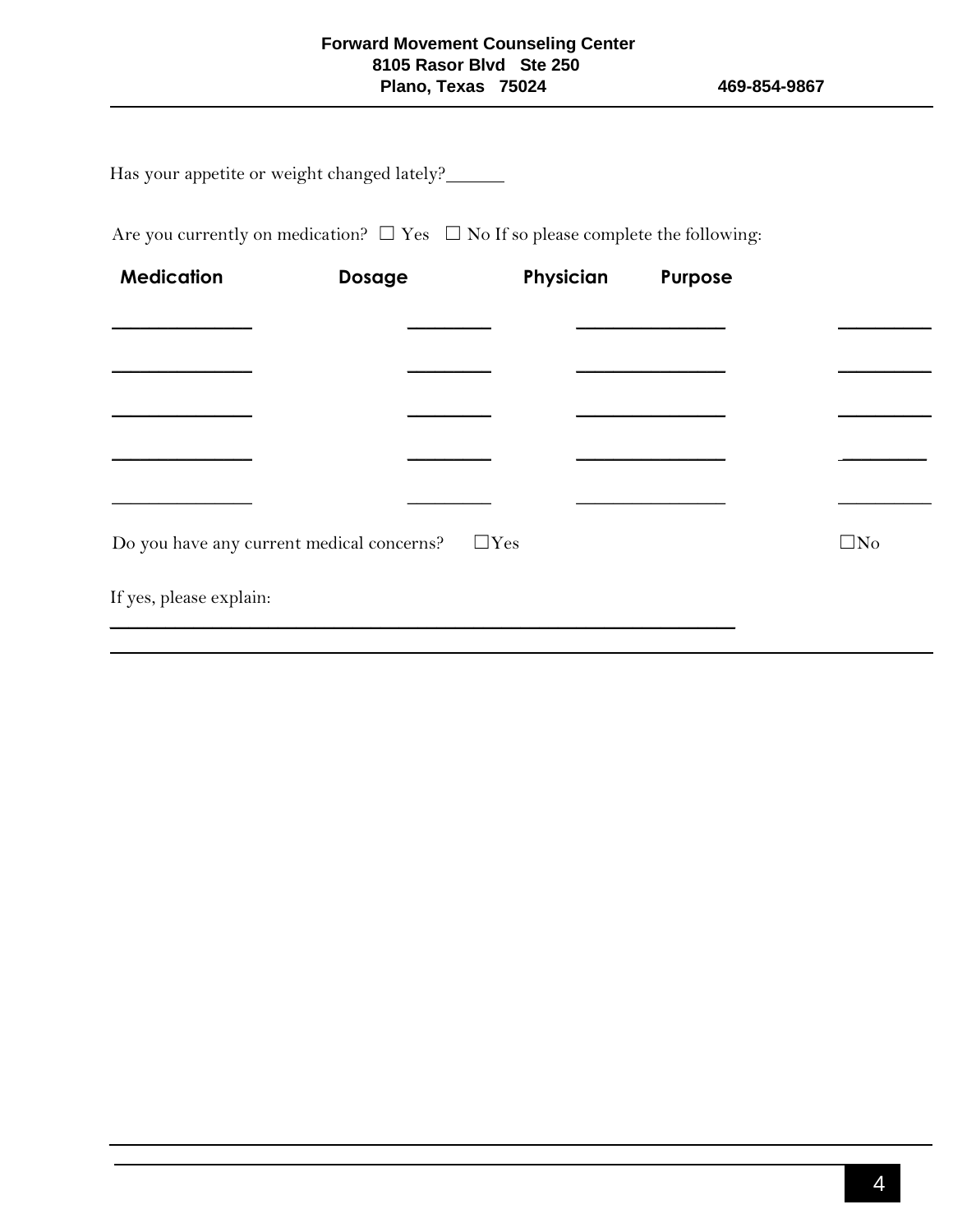Has your appetite or weight changed lately?______

Are you currently on medication? ☐ Yes ☐ No If so please complete the following:

| Medication | Dosage | Physician | Purpose |
| --- | --- | --- | --- |
| ______________ | ________ | _______________ | _________ |
| ______________ | ________ | _______________ | _________ |
| ______________ | ________ | _______________ | _________ |
| ______________ | ________ | _______________ | _________ |
| ______________ | ________ | _______________ | _________ |

Do you have any current medical concerns? ☐Yes ☐No

If yes, please explain:

_______________________________________________________________

_______________________________________________________________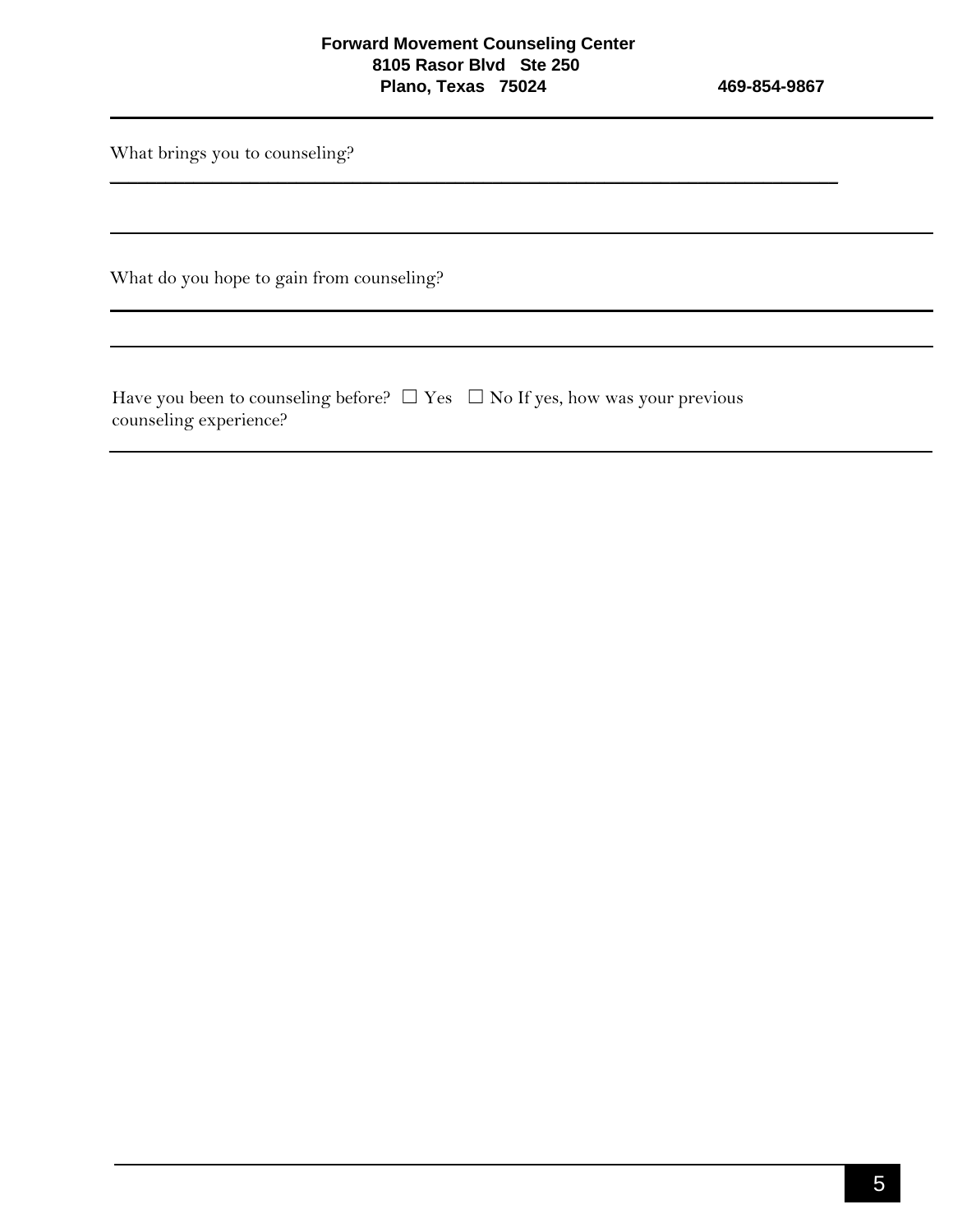What brings you to counseling?

What do you hope to gain from counseling?

Have you been to counseling before? ☐ Yes ☐ No If yes, how was your previous counseling experience?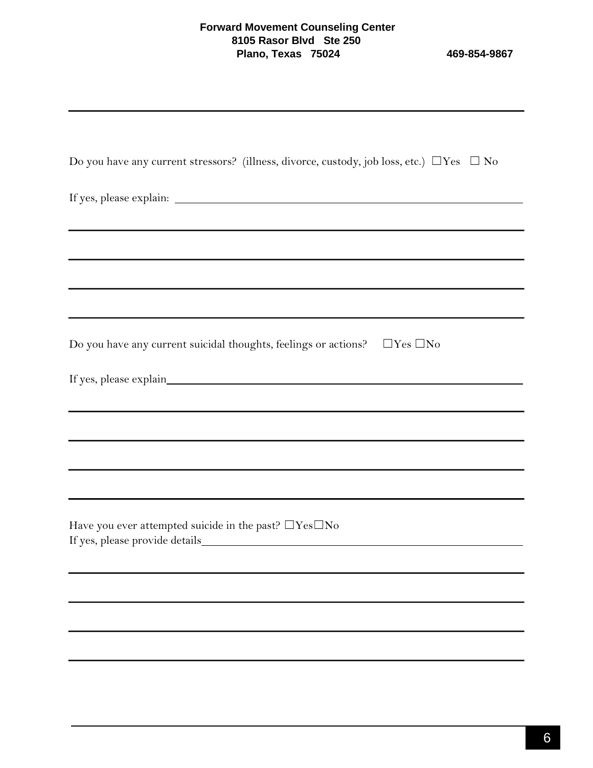**Forward Movement Counseling Center**
**8105 Rasor Blvd Ste 250**
**Plano, Texas 75024** **469-854-9867**

---

Do you have any current stressors? (illness, divorce, custody, job loss, etc.) ☐Yes ☐ No

If yes, please explain: ____________________________________________

____________________________________________

____________________________________________

____________________________________________

____________________________________________

Do you have any current suicidal thoughts, feelings or actions? ☐Yes ☐No

If yes, please explain____________________________________________

____________________________________________

____________________________________________

____________________________________________

____________________________________________

Have you ever attempted suicide in the past? ☐Yes☐No

If yes, please provide details____________________________________________

____________________________________________

____________________________________________

____________________________________________

____________________________________________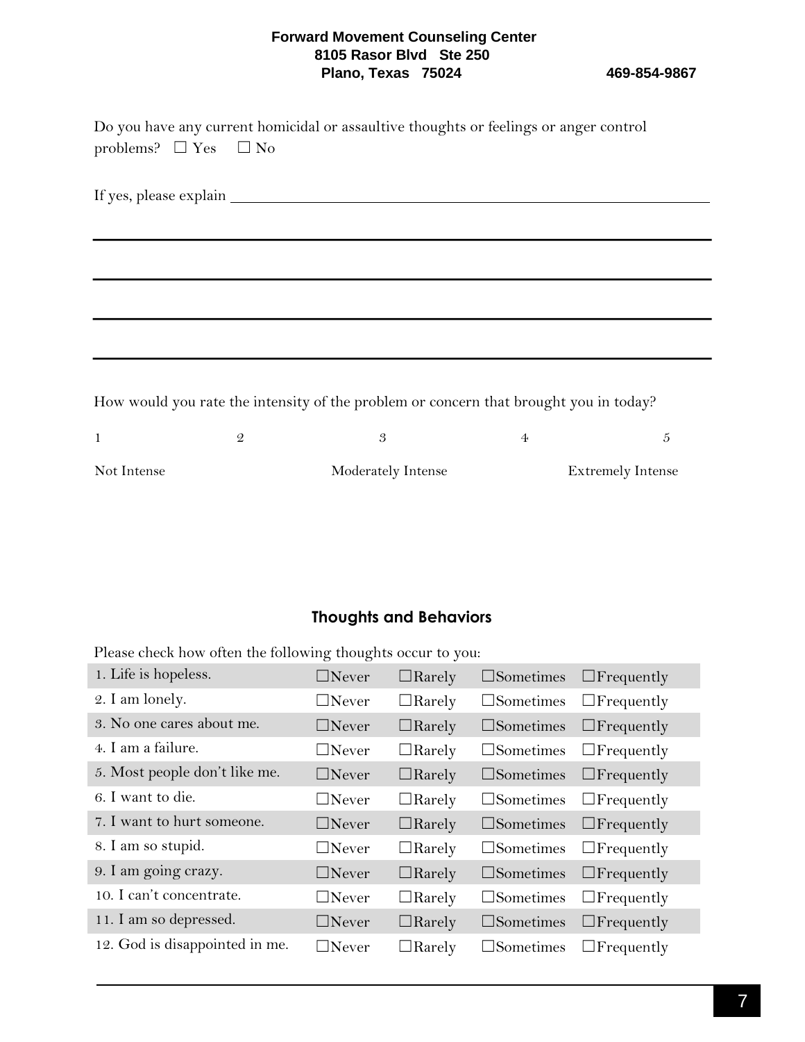Do you have any current homicidal or assaultive thoughts or feelings or anger control problems? ☐ Yes ☐ No

If yes, please explain ______________________________________________________________

______________________________________________________________________________

______________________________________________________________________________

______________________________________________________________________________

______________________________________________________________________________

How would you rate the intensity of the problem or concern that brought you in today?

| 1 | 2 | 3 | 4 | 5 |
|---|---|---|---|---|
| Not Intense | | Moderately Intense | | Extremely Intense |

## Thoughts and Behaviors

Please check how often the following thoughts occur to you:

| | | | | |
|---|---|---|---|---|
| 1. Life is hopeless. | ☐Never | ☐Rarely | ☐Sometimes | ☐Frequently |
| 2. I am lonely. | ☐Never | ☐Rarely | ☐Sometimes | ☐Frequently |
| 3. No one cares about me. | ☐Never | ☐Rarely | ☐Sometimes | ☐Frequently |
| 4. I am a failure. | ☐Never | ☐Rarely | ☐Sometimes | ☐Frequently |
| 5. Most people don't like me. | ☐Never | ☐Rarely | ☐Sometimes | ☐Frequently |
| 6. I want to die. | ☐Never | ☐Rarely | ☐Sometimes | ☐Frequently |
| 7. I want to hurt someone. | ☐Never | ☐Rarely | ☐Sometimes | ☐Frequently |
| 8. I am so stupid. | ☐Never | ☐Rarely | ☐Sometimes | ☐Frequently |
| 9. I am going crazy. | ☐Never | ☐Rarely | ☐Sometimes | ☐Frequently |
| 10. I can't concentrate. | ☐Never | ☐Rarely | ☐Sometimes | ☐Frequently |
| 11. I am so depressed. | ☐Never | ☐Rarely | ☐Sometimes | ☐Frequently |
| 12. God is disappointed in me. | ☐Never | ☐Rarely | ☐Sometimes | ☐Frequently |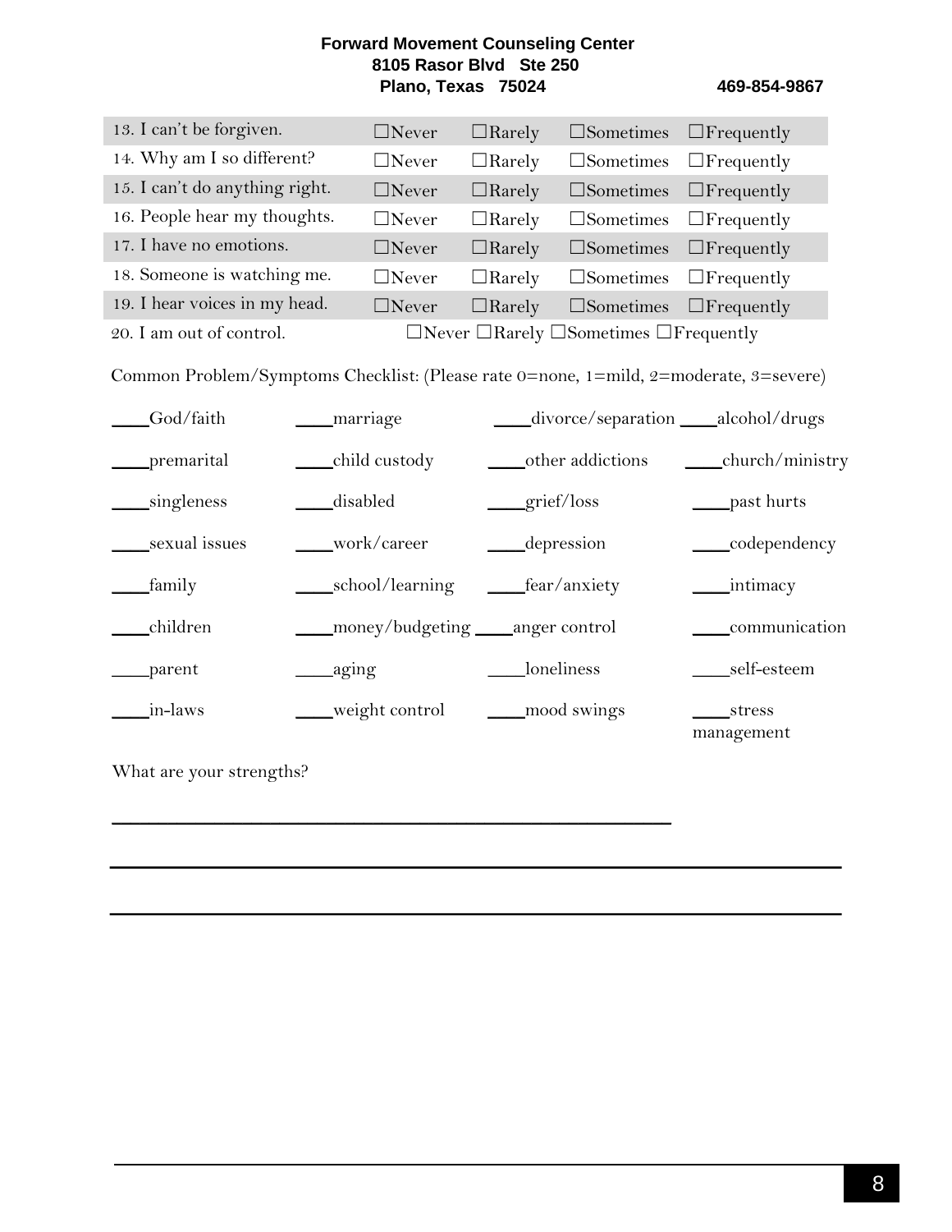**Forward Movement Counseling Center**
**8105 Rasor Blvd Ste 250**
**Plano, Texas 75024** **469-854-9867**

| | | | | |
|---|---|---|---|---|
| 13. I can't be forgiven. | ☐Never | ☐Rarely | ☐Sometimes | ☐Frequently |
| 14. Why am I so different? | ☐Never | ☐Rarely | ☐Sometimes | ☐Frequently |
| 15. I can't do anything right. | ☐Never | ☐Rarely | ☐Sometimes | ☐Frequently |
| 16. People hear my thoughts. | ☐Never | ☐Rarely | ☐Sometimes | ☐Frequently |
| 17. I have no emotions. | ☐Never | ☐Rarely | ☐Sometimes | ☐Frequently |
| 18. Someone is watching me. | ☐Never | ☐Rarely | ☐Sometimes | ☐Frequently |
| 19. I hear voices in my head. | ☐Never | ☐Rarely | ☐Sometimes | ☐Frequently |
| 20. I am out of control. | ☐Never | ☐Rarely | ☐Sometimes | ☐Frequently |

Common Problem/Symptoms Checklist: (Please rate 0=none, 1=mild, 2=moderate, 3=severe)

| | | | |
|---|---|---|---|
| ____God/faith | ____marriage | ____divorce/separation | ____alcohol/drugs |
| ____premarital | ____child custody | ____other addictions | ____church/ministry |
| ____singleness | ____disabled | ____grief/loss | ____past hurts |
| ____sexual issues | ____work/career | ____depression | ____codependency |
| ____family | ____school/learning | ____fear/anxiety | ____intimacy |
| ____children | ____money/budgeting | ____anger control | ____communication |
| ____parent | ____aging | ____loneliness | ____self-esteem |
| ____in-laws | ____weight control | ____mood swings | ____stress management |

What are your strengths?

________________________________________________________________

________________________________________________________________

________________________________________________________________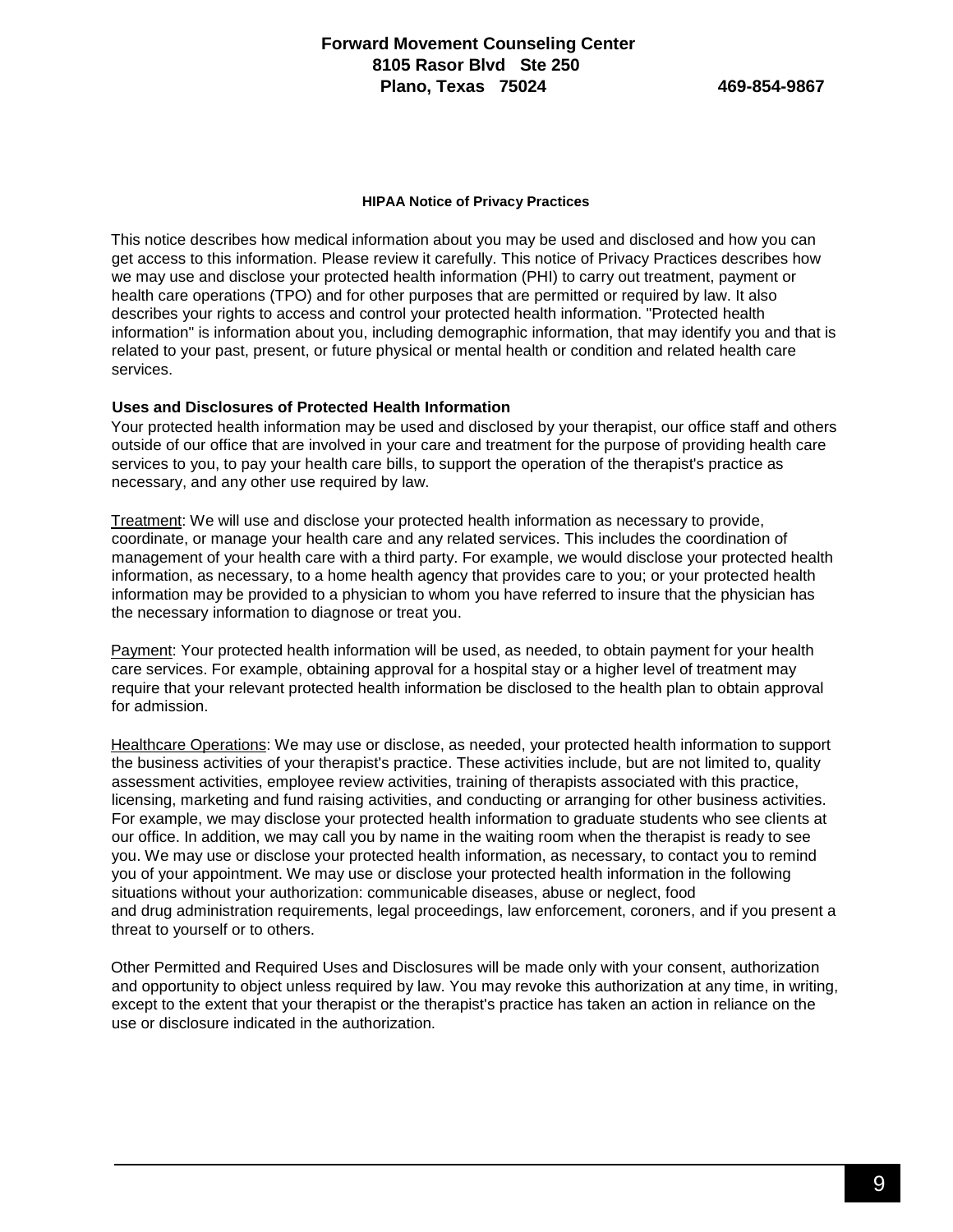**Forward Movement Counseling Center**
**8105 Rasor Blvd Ste 250**
**Plano, Texas 75024** **469-854-9867**

#### HIPAA Notice of Privacy Practices

This notice describes how medical information about you may be used and disclosed and how you can get access to this information. Please review it carefully. This notice of Privacy Practices describes how we may use and disclose your protected health information (PHI) to carry out treatment, payment or health care operations (TPO) and for other purposes that are permitted or required by law. It also describes your rights to access and control your protected health information. "Protected health information" is information about you, including demographic information, that may identify you and that is related to your past, present, or future physical or mental health or condition and related health care services.

**Uses and Disclosures of Protected Health Information**

Your protected health information may be used and disclosed by your therapist, our office staff and others outside of our office that are involved in your care and treatment for the purpose of providing health care services to you, to pay your health care bills, to support the operation of the therapist's practice as necessary, and any other use required by law.

Treatment: We will use and disclose your protected health information as necessary to provide, coordinate, or manage your health care and any related services. This includes the coordination of management of your health care with a third party. For example, we would disclose your protected health information, as necessary, to a home health agency that provides care to you; or your protected health information may be provided to a physician to whom you have referred to insure that the physician has the necessary information to diagnose or treat you.

Payment: Your protected health information will be used, as needed, to obtain payment for your health care services. For example, obtaining approval for a hospital stay or a higher level of treatment may require that your relevant protected health information be disclosed to the health plan to obtain approval for admission.

Healthcare Operations: We may use or disclose, as needed, your protected health information to support the business activities of your therapist's practice. These activities include, but are not limited to, quality assessment activities, employee review activities, training of therapists associated with this practice, licensing, marketing and fund raising activities, and conducting or arranging for other business activities. For example, we may disclose your protected health information to graduate students who see clients at our office. In addition, we may call you by name in the waiting room when the therapist is ready to see you. We may use or disclose your protected health information, as necessary, to contact you to remind you of your appointment. We may use or disclose your protected health information in the following situations without your authorization: communicable diseases, abuse or neglect, food and drug administration requirements, legal proceedings, law enforcement, coroners, and if you present a threat to yourself or to others.

Other Permitted and Required Uses and Disclosures will be made only with your consent, authorization and opportunity to object unless required by law. You may revoke this authorization at any time, in writing, except to the extent that your therapist or the therapist's practice has taken an action in reliance on the use or disclosure indicated in the authorization.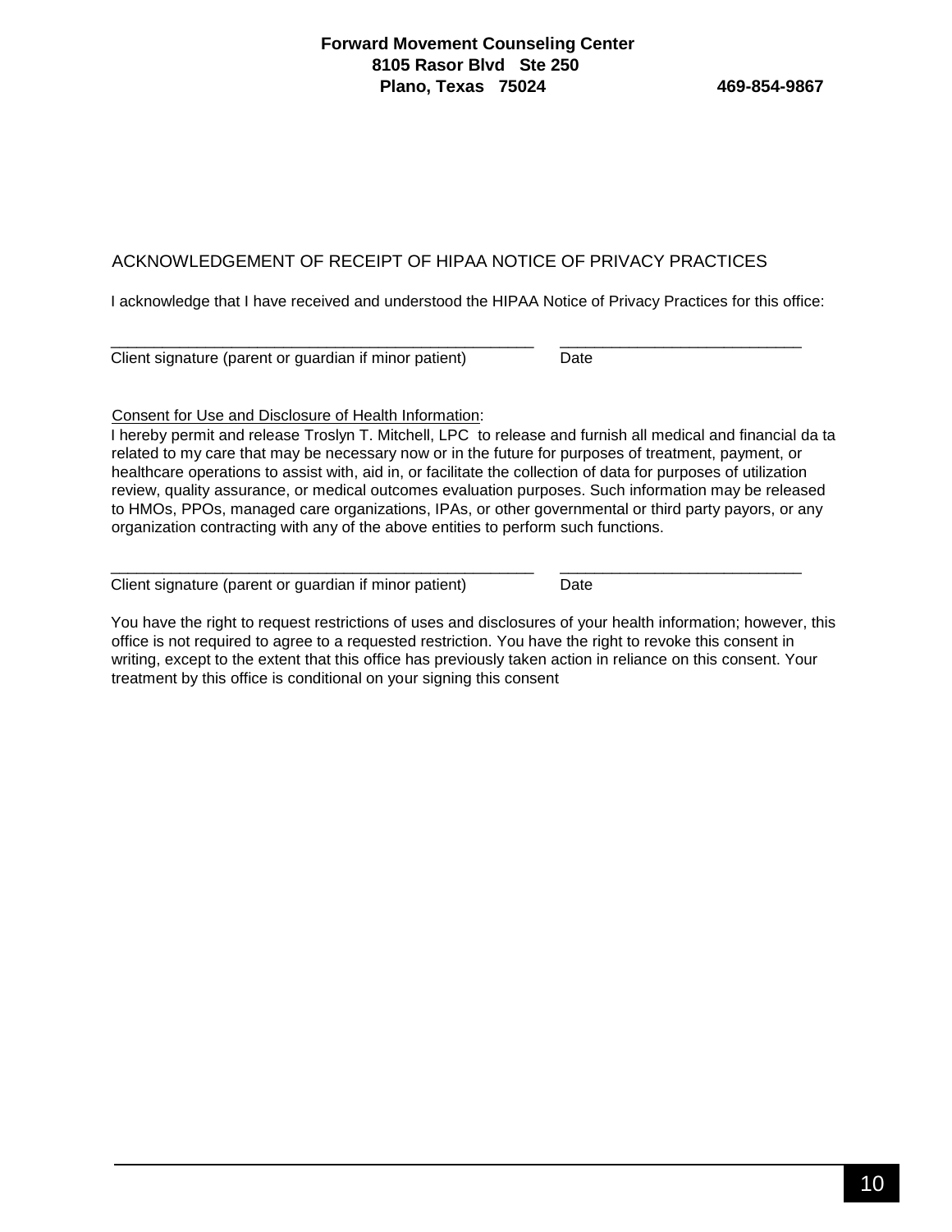**Forward Movement Counseling Center**
**8105 Rasor Blvd Ste 250**
**Plano, Texas 75024** **469-854-9867**

ACKNOWLEDGEMENT OF RECEIPT OF HIPAA NOTICE OF PRIVACY PRACTICES

I acknowledge that I have received and understood the HIPAA Notice of Privacy Practices for this office:

\_\_\_\_\_\_\_\_\_\_\_\_\_\_\_\_\_\_\_\_\_\_\_\_\_\_\_\_\_\_\_\_\_\_\_\_\_\_\_\_\_\_\_\_\_\_\_\_ \_\_\_\_\_\_\_\_\_\_\_\_\_\_\_\_\_\_\_\_\_\_\_\_\_\_\_\_
Client signature (parent or guardian if minor patient) Date

Consent for Use and Disclosure of Health Information:

I hereby permit and release Troslyn T. Mitchell, LPC to release and furnish all medical and financial da ta related to my care that may be necessary now or in the future for purposes of treatment, payment, or healthcare operations to assist with, aid in, or facilitate the collection of data for purposes of utilization review, quality assurance, or medical outcomes evaluation purposes. Such information may be released to HMOs, PPOs, managed care organizations, IPAs, or other governmental or third party payors, or any organization contracting with any of the above entities to perform such functions.

\_\_\_\_\_\_\_\_\_\_\_\_\_\_\_\_\_\_\_\_\_\_\_\_\_\_\_\_\_\_\_\_\_\_\_\_\_\_\_\_\_\_\_\_\_\_\_\_ \_\_\_\_\_\_\_\_\_\_\_\_\_\_\_\_\_\_\_\_\_\_\_\_\_\_\_\_
Client signature (parent or guardian if minor patient) Date

You have the right to request restrictions of uses and disclosures of your health information; however, this office is not required to agree to a requested restriction. You have the right to revoke this consent in writing, except to the extent that this office has previously taken action in reliance on this consent. Your treatment by this office is conditional on your signing this consent